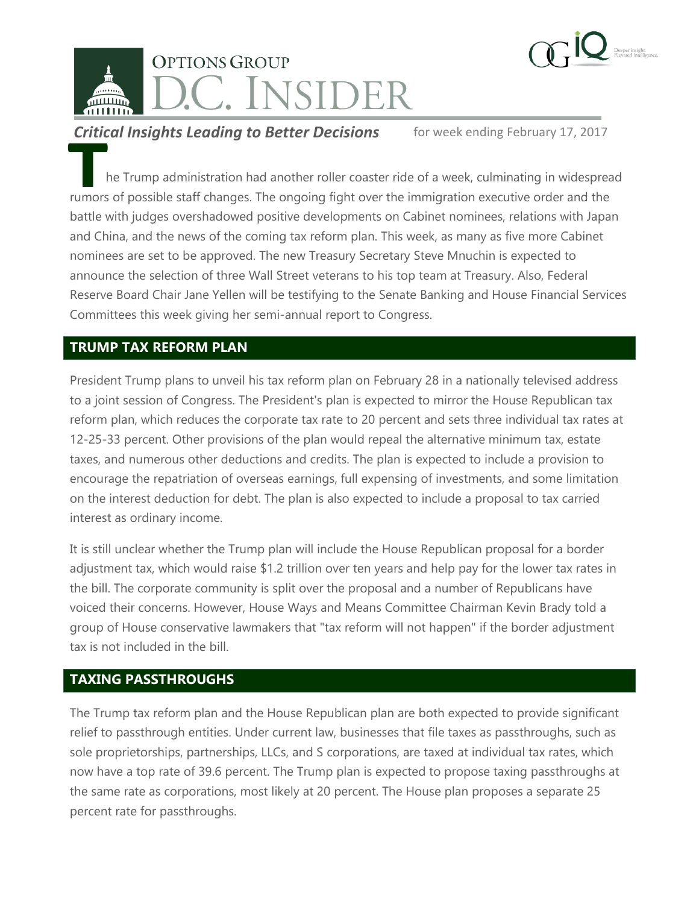# OPTIONS GROUP D.C. INSIDER

***Critical Insights Leading to Better Decisions*** for week ending February 17, 2017

The Trump administration had another roller coaster ride of a week, culminating in widespread rumors of possible staff changes. The ongoing fight over the immigration executive order and the battle with judges overshadowed positive developments on Cabinet nominees, relations with Japan and China, and the news of the coming tax reform plan. This week, as many as five more Cabinet nominees are set to be approved. The new Treasury Secretary Steve Mnuchin is expected to announce the selection of three Wall Street veterans to his top team at Treasury. Also, Federal Reserve Board Chair Jane Yellen will be testifying to the Senate Banking and House Financial Services Committees this week giving her semi-annual report to Congress.

## TRUMP TAX REFORM PLAN

President Trump plans to unveil his tax reform plan on February 28 in a nationally televised address to a joint session of Congress. The President's plan is expected to mirror the House Republican tax reform plan, which reduces the corporate tax rate to 20 percent and sets three individual tax rates at 12-25-33 percent. Other provisions of the plan would repeal the alternative minimum tax, estate taxes, and numerous other deductions and credits. The plan is expected to include a provision to encourage the repatriation of overseas earnings, full expensing of investments, and some limitation on the interest deduction for debt. The plan is also expected to include a proposal to tax carried interest as ordinary income.

It is still unclear whether the Trump plan will include the House Republican proposal for a border adjustment tax, which would raise $1.2 trillion over ten years and help pay for the lower tax rates in the bill. The corporate community is split over the proposal and a number of Republicans have voiced their concerns. However, House Ways and Means Committee Chairman Kevin Brady told a group of House conservative lawmakers that "tax reform will not happen" if the border adjustment tax is not included in the bill.

## TAXING PASSTHROUGHS

The Trump tax reform plan and the House Republican plan are both expected to provide significant relief to passthrough entities. Under current law, businesses that file taxes as passthroughs, such as sole proprietorships, partnerships, LLCs, and S corporations, are taxed at individual tax rates, which now have a top rate of 39.6 percent. The Trump plan is expected to propose taxing passthroughs at the same rate as corporations, most likely at 20 percent. The House plan proposes a separate 25 percent rate for passthroughs.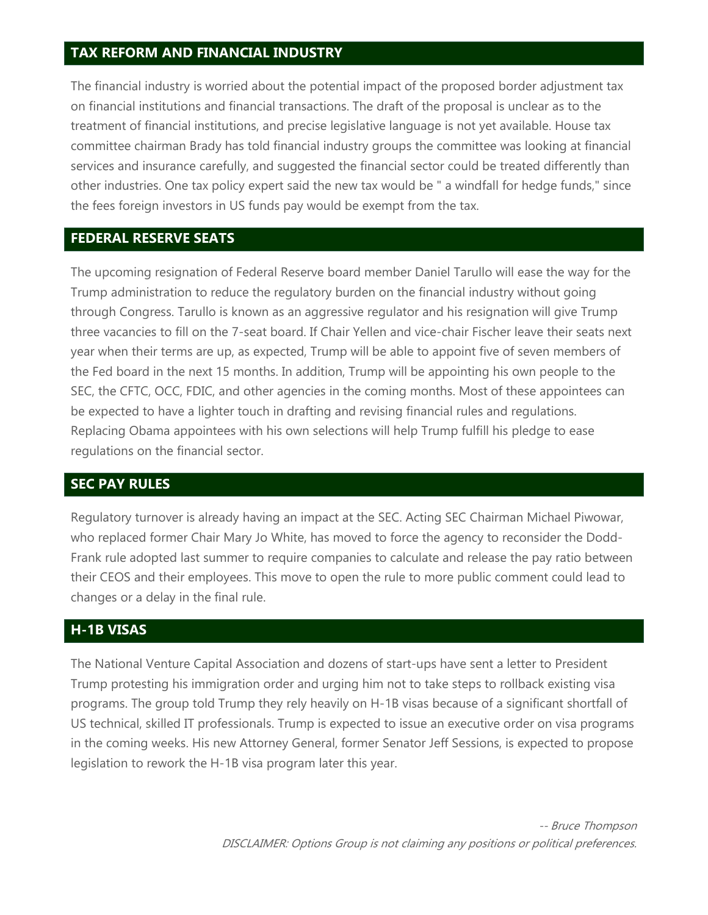## TAX REFORM AND FINANCIAL INDUSTRY

The financial industry is worried about the potential impact of the proposed border adjustment tax on financial institutions and financial transactions. The draft of the proposal is unclear as to the treatment of financial institutions, and precise legislative language is not yet available. House tax committee chairman Brady has told financial industry groups the committee was looking at financial services and insurance carefully, and suggested the financial sector could be treated differently than other industries. One tax policy expert said the new tax would be " a windfall for hedge funds," since the fees foreign investors in US funds pay would be exempt from the tax.

## FEDERAL RESERVE SEATS

The upcoming resignation of Federal Reserve board member Daniel Tarullo will ease the way for the Trump administration to reduce the regulatory burden on the financial industry without going through Congress. Tarullo is known as an aggressive regulator and his resignation will give Trump three vacancies to fill on the 7-seat board. If Chair Yellen and vice-chair Fischer leave their seats next year when their terms are up, as expected, Trump will be able to appoint five of seven members of the Fed board in the next 15 months. In addition, Trump will be appointing his own people to the SEC, the CFTC, OCC, FDIC, and other agencies in the coming months. Most of these appointees can be expected to have a lighter touch in drafting and revising financial rules and regulations. Replacing Obama appointees with his own selections will help Trump fulfill his pledge to ease regulations on the financial sector.

## SEC PAY RULES

Regulatory turnover is already having an impact at the SEC. Acting SEC Chairman Michael Piwowar, who replaced former Chair Mary Jo White, has moved to force the agency to reconsider the Dodd-Frank rule adopted last summer to require companies to calculate and release the pay ratio between their CEOS and their employees. This move to open the rule to more public comment could lead to changes or a delay in the final rule.

## H-1B VISAS

The National Venture Capital Association and dozens of start-ups have sent a letter to President Trump protesting his immigration order and urging him not to take steps to rollback existing visa programs. The group told Trump they rely heavily on H-1B visas because of a significant shortfall of US technical, skilled IT professionals. Trump is expected to issue an executive order on visa programs in the coming weeks. His new Attorney General, former Senator Jeff Sessions, is expected to propose legislation to rework the H-1B visa program later this year.

*-- Bruce Thompson*

*DISCLAIMER: Options Group is not claiming any positions or political preferences.*